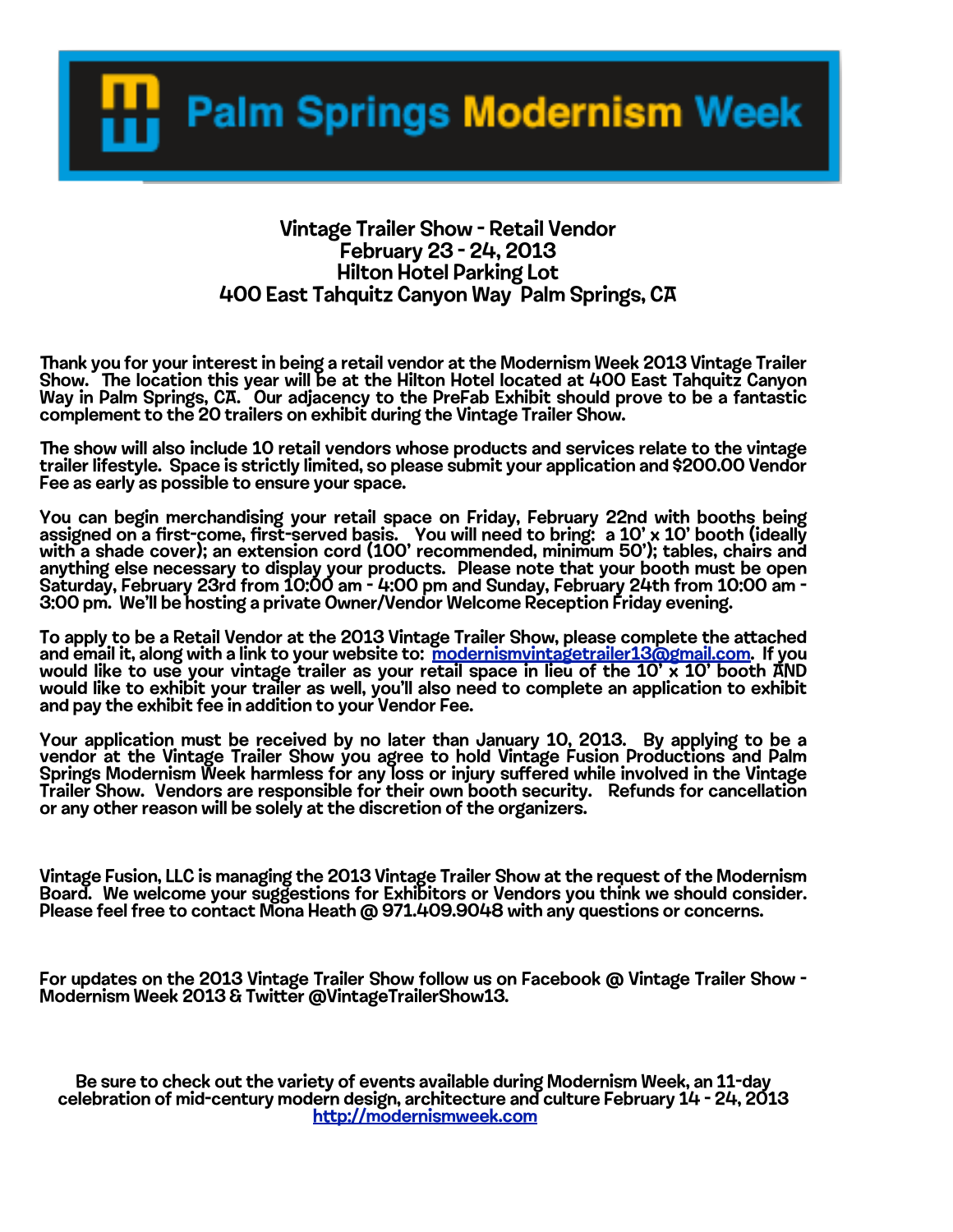# Palm Springs Modernism Week

## Vintage Trailer Show - Retail Vendor
## February 23 - 24, 2013
## Hilton Hotel Parking Lot
## 400 East Tahquitz Canyon Way Palm Springs, CA

Thank you for your interest in being a retail vendor at the Modernism Week 2013 Vintage Trailer Show. The location this year will be at the Hilton Hotel located at 400 East Tahquitz Canyon Way in Palm Springs, CA. Our adjacency to the PreFab Exhibit should prove to be a fantastic complement to the 20 trailers on exhibit during the Vintage Trailer Show.

The show will also include 10 retail vendors whose products and services relate to the vintage trailer lifestyle. Space is strictly limited, so please submit your application and $200.00 Vendor Fee as early as possible to ensure your space.

You can begin merchandising your retail space on Friday, February 22nd with booths being assigned on a first-come, first-served basis. You will need to bring: a 10' x 10' booth (ideally with a shade cover); an extension cord (100' recommended, minimum 50'); tables, chairs and anything else necessary to display your products. Please note that your booth must be open Saturday, February 23rd from 10:00 am - 4:00 pm and Sunday, February 24th from 10:00 am - 3:00 pm. We'll be hosting a private Owner/Vendor Welcome Reception Friday evening.

To apply to be a Retail Vendor at the 2013 Vintage Trailer Show, please complete the attached and email it, along with a link to your website to: modernismvintagetrailer13@gmail.com. If you would like to use your vintage trailer as your retail space in lieu of the 10' x 10' booth AND would like to exhibit your trailer as well, you'll also need to complete an application to exhibit and pay the exhibit fee in addition to your Vendor Fee.

Your application must be received by no later than January 10, 2013. By applying to be a vendor at the Vintage Trailer Show you agree to hold Vintage Fusion Productions and Palm Springs Modernism Week harmless for any loss or injury suffered while involved in the Vintage Trailer Show. Vendors are responsible for their own booth security. Refunds for cancellation or any other reason will be solely at the discretion of the organizers.

Vintage Fusion, LLC is managing the 2013 Vintage Trailer Show at the request of the Modernism Board. We welcome your suggestions for Exhibitors or Vendors you think we should consider. Please feel free to contact Mona Heath @ 971.409.9048 with any questions or concerns.

For updates on the 2013 Vintage Trailer Show follow us on Facebook @ Vintage Trailer Show - Modernism Week 2013 & Twitter @VintageTrailerShow13.

Be sure to check out the variety of events available during Modernism Week, an 11-day celebration of mid-century modern design, architecture and culture February 14 - 24, 2013
http://modernismweek.com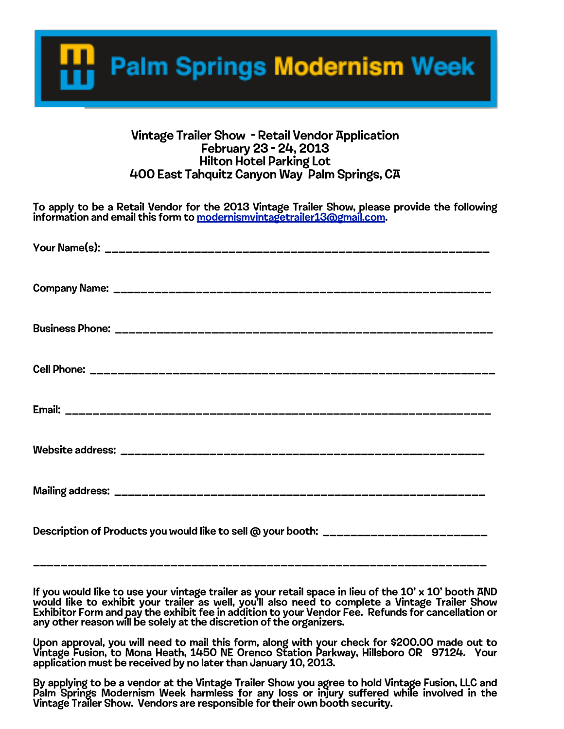# Palm Springs Modernism Week

## Vintage Trailer Show - Retail Vendor Application
## February 23 - 24, 2013
## Hilton Hotel Parking Lot
## 400 East Tahquitz Canyon Way Palm Springs, CA

**To apply to be a Retail Vendor for the 2013 Vintage Trailer Show, please provide the following information and email this form to modernismvintagetrailer13@gmail.com.**

**Your Name(s):** ________________________________________________________

**Company Name:** ________________________________________________________

**Business Phone:** ________________________________________________________

**Cell Phone:** ________________________________________________________

**Email:** ________________________________________________________

**Website address:** ________________________________________________________

**Mailing address:** ________________________________________________________

**Description of Products you would like to sell @ your booth:** ________________________

________________________________________________________________

**If you would like to use your vintage trailer as your retail space in lieu of the 10' x 10' booth AND would like to exhibit your trailer as well, you'll also need to complete a Vintage Trailer Show Exhibitor Form and pay the exhibit fee in addition to your Vendor Fee. Refunds for cancellation or any other reason will be solely at the discretion of the organizers.**

**Upon approval, you will need to mail this form, along with your check for $200.00 made out to Vintage Fusion, to Mona Heath, 1450 NE Orenco Station Parkway, Hillsboro OR 97124. Your application must be received by no later than January 10, 2013.**

**By applying to be a vendor at the Vintage Trailer Show you agree to hold Vintage Fusion, LLC and Palm Springs Modernism Week harmless for any loss or injury suffered while involved in the Vintage Trailer Show. Vendors are responsible for their own booth security.**